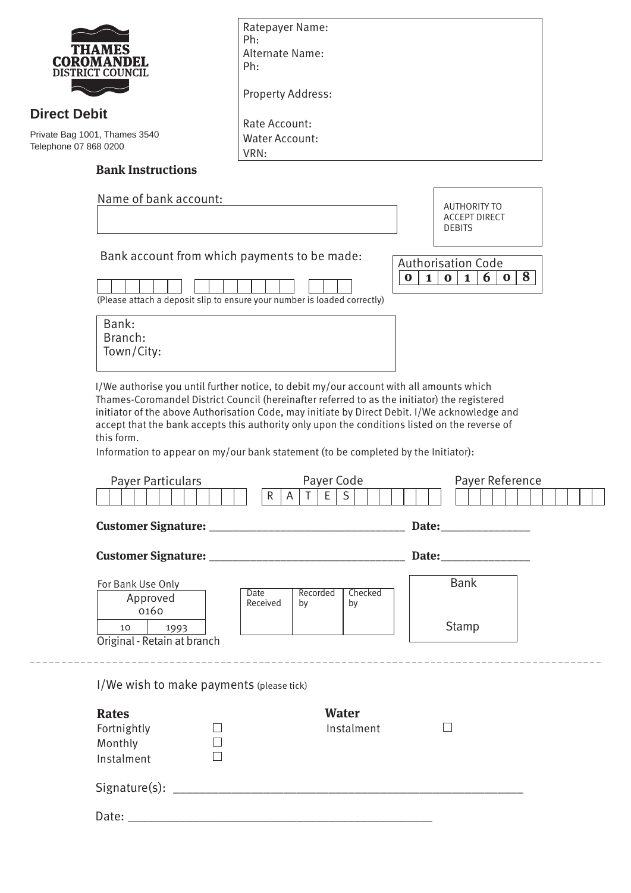**THAMES COROMANDEL DISTRICT COUNCIL**

## Direct Debit

Private Bag 1001, Thames 3540
Telephone 07 868 0200

Ratepayer Name:
Ph:
Alternate Name:
Ph:

Property Address:

Rate Account:
Water Account:
VRN:

### Bank Instructions

Name of bank account:

AUTHORITY TO ACCEPT DIRECT DEBITS

Bank account from which payments to be made:

(Please attach a deposit slip to ensure your number is loaded correctly)

Authorisation Code

| 0 | 1 | 0 | 1 | 6 | 0 | 8 |
|---|---|---|---|---|---|---|

Bank:
Branch:
Town/City:

I/We authorise you until further notice, to debit my/our account with all amounts which Thames-Coromandel District Council (hereinafter referred to as the initiator) the registered initiator of the above Authorisation Code, may initiate by Direct Debit. I/We acknowledge and accept that the bank accepts this authority only upon the conditions listed on the reverse of this form.

Information to appear on my/our bank statement (to be completed by the Initiator):

| Payer Particulars | Payer Code | Payer Reference |
|---|---|---|
| | RATES | |

**Customer Signature:** ______________________________ **Date:**_____________

**Customer Signature:** ______________________________ **Date:**_____________

For Bank Use Only

| Approved 0160 | |
|---|---|
| 10 | 1993 |

Original - Retain at branch

| Date Received | Recorded by | Checked by |
|---|---|---|
| | | |

Bank Stamp

---

I/We wish to make payments (please tick)

**Rates**

- Fortnightly ☐
- Monthly ☐
- Instalment ☐

**Water**

- Instalment ☐

Signature(s): ____________________________________________________

Date: ____________________________________________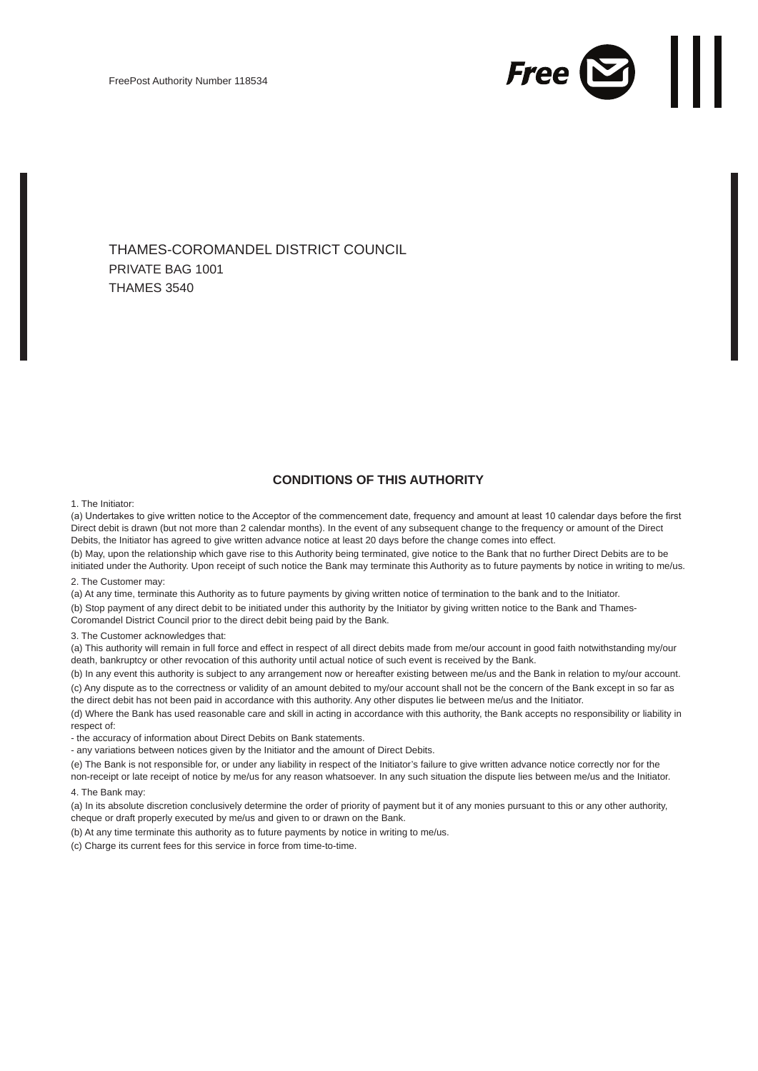FreePost Authority Number 118534

Free

THAMES-COROMANDEL DISTRICT COUNCIL
PRIVATE BAG 1001
THAMES 3540

## CONDITIONS OF THIS AUTHORITY

1. The Initiator:

(a) Undertakes to give written notice to the Acceptor of the commencement date, frequency and amount at least 10 calendar days before the first Direct debit is drawn (but not more than 2 calendar months). In the event of any subsequent change to the frequency or amount of the Direct Debits, the Initiator has agreed to give written advance notice at least 20 days before the change comes into effect.

(b) May, upon the relationship which gave rise to this Authority being terminated, give notice to the Bank that no further Direct Debits are to be initiated under the Authority. Upon receipt of such notice the Bank may terminate this Authority as to future payments by notice in writing to me/us.

2. The Customer may:

(a) At any time, terminate this Authority as to future payments by giving written notice of termination to the bank and to the Initiator.

(b) Stop payment of any direct debit to be initiated under this authority by the Initiator by giving written notice to the Bank and Thames-Coromandel District Council prior to the direct debit being paid by the Bank.

3. The Customer acknowledges that:

(a) This authority will remain in full force and effect in respect of all direct debits made from me/our account in good faith notwithstanding my/our death, bankruptcy or other revocation of this authority until actual notice of such event is received by the Bank.

(b) In any event this authority is subject to any arrangement now or hereafter existing between me/us and the Bank in relation to my/our account.

(c) Any dispute as to the correctness or validity of an amount debited to my/our account shall not be the concern of the Bank except in so far as the direct debit has not been paid in accordance with this authority. Any other disputes lie between me/us and the Initiator.

(d) Where the Bank has used reasonable care and skill in acting in accordance with this authority, the Bank accepts no responsibility or liability in respect of:

- the accuracy of information about Direct Debits on Bank statements.
- any variations between notices given by the Initiator and the amount of Direct Debits.

(e) The Bank is not responsible for, or under any liability in respect of the Initiator's failure to give written advance notice correctly nor for the non-receipt or late receipt of notice by me/us for any reason whatsoever. In any such situation the dispute lies between me/us and the Initiator.

4. The Bank may:

(a) In its absolute discretion conclusively determine the order of priority of payment but it of any monies pursuant to this or any other authority, cheque or draft properly executed by me/us and given to or drawn on the Bank.

(b) At any time terminate this authority as to future payments by notice in writing to me/us.

(c) Charge its current fees for this service in force from time-to-time.